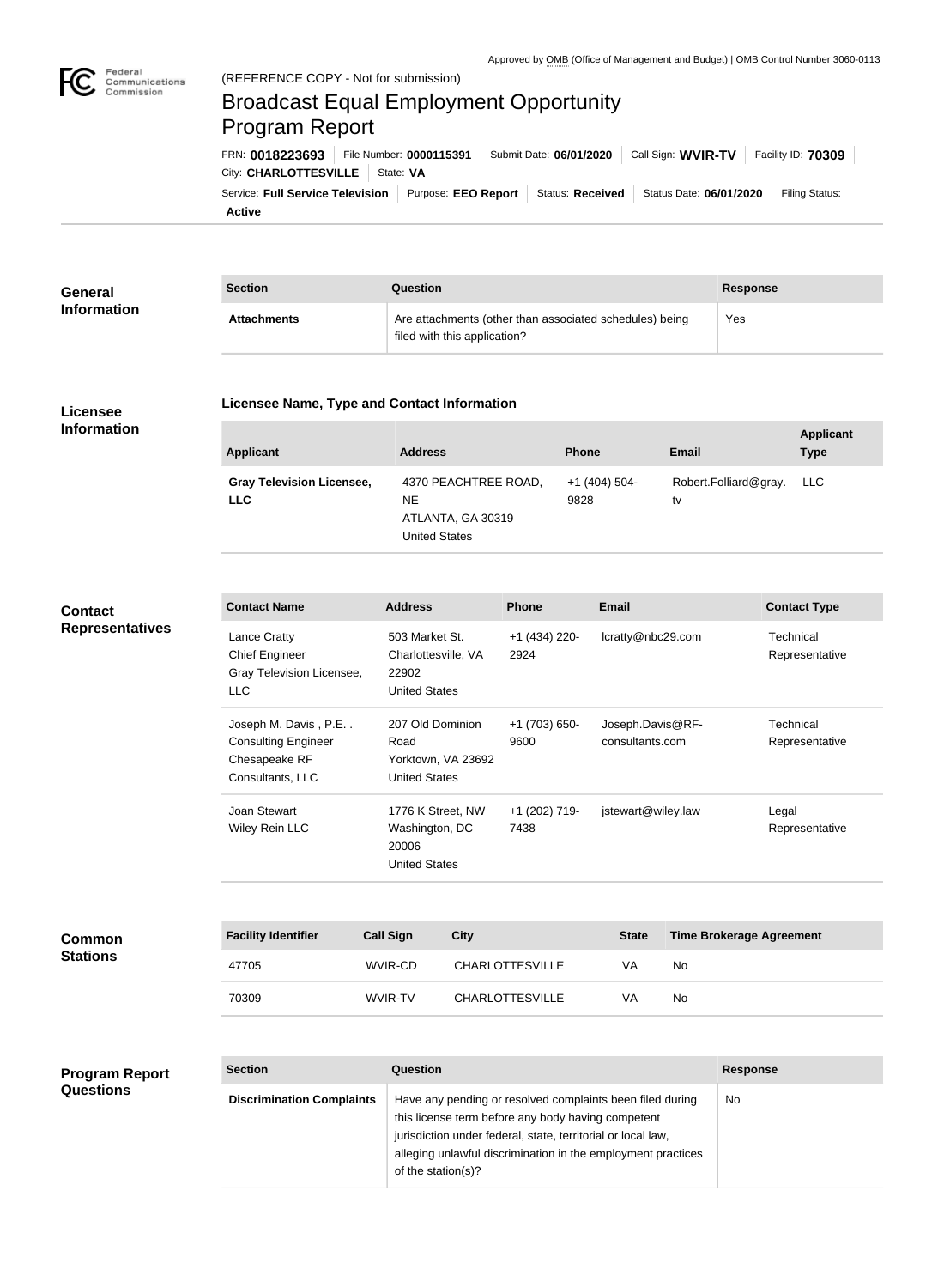Approved by OMB (Office of Management and Budget) | OMB Control Number 3060-0113

(REFERENCE COPY - Not for submission)

# Broadcast Equal Employment Opportunity Program Report

FRN: **0018223693** | File Number: **0000115391** | Submit Date: **06/01/2020** | Call Sign: **WVIR-TV** | Facility ID: **70309** | City: **CHARLOTTESVILLE** | State: **VA**

Service: **Full Service Television** | Purpose: **EEO Report** | Status: **Received** | Status Date: **06/01/2020** | Filing Status: **Active**

## General Information

| Section | Question | Response |
| --- | --- | --- |
| **Attachments** | Are attachments (other than associated schedules) being filed with this application? | Yes |

## Licensee Information

### Licensee Name, Type and Contact Information

| Applicant | Address | Phone | Email | Applicant Type |
| --- | --- | --- | --- | --- |
| **Gray Television Licensee, LLC** | 4370 PEACHTREE ROAD, NE<br>ATLANTA, GA 30319<br>United States | +1 (404) 504-9828 | Robert.Folliard@gray.tv | LLC |

## Contact Representatives

| Contact Name | Address | Phone | Email | Contact Type |
| --- | --- | --- | --- | --- |
| Lance Cratty<br>Chief Engineer<br>Gray Television Licensee, LLC | 503 Market St.<br>Charlottesville, VA 22902<br>United States | +1 (434) 220-2924 | lcratty@nbc29.com | Technical Representative |
| Joseph M. Davis , P.E. .<br>Consulting Engineer<br>Chesapeake RF Consultants, LLC | 207 Old Dominion Road<br>Yorktown, VA 23692<br>United States | +1 (703) 650-9600 | Joseph.Davis@RF-consultants.com | Technical Representative |
| Joan Stewart<br>Wiley Rein LLC | 1776 K Street, NW<br>Washington, DC 20006<br>United States | +1 (202) 719-7438 | jstewart@wiley.law | Legal Representative |

## Common Stations

| Facility Identifier | Call Sign | City | State | Time Brokerage Agreement |
| --- | --- | --- | --- | --- |
| 47705 | WVIR-CD | CHARLOTTESVILLE | VA | No |
| 70309 | WVIR-TV | CHARLOTTESVILLE | VA | No |

## Program Report Questions

| Section | Question | Response |
| --- | --- | --- |
| **Discrimination Complaints** | Have any pending or resolved complaints been filed during this license term before any body having competent jurisdiction under federal, state, territorial or local law, alleging unlawful discrimination in the employment practices of the station(s)? | No |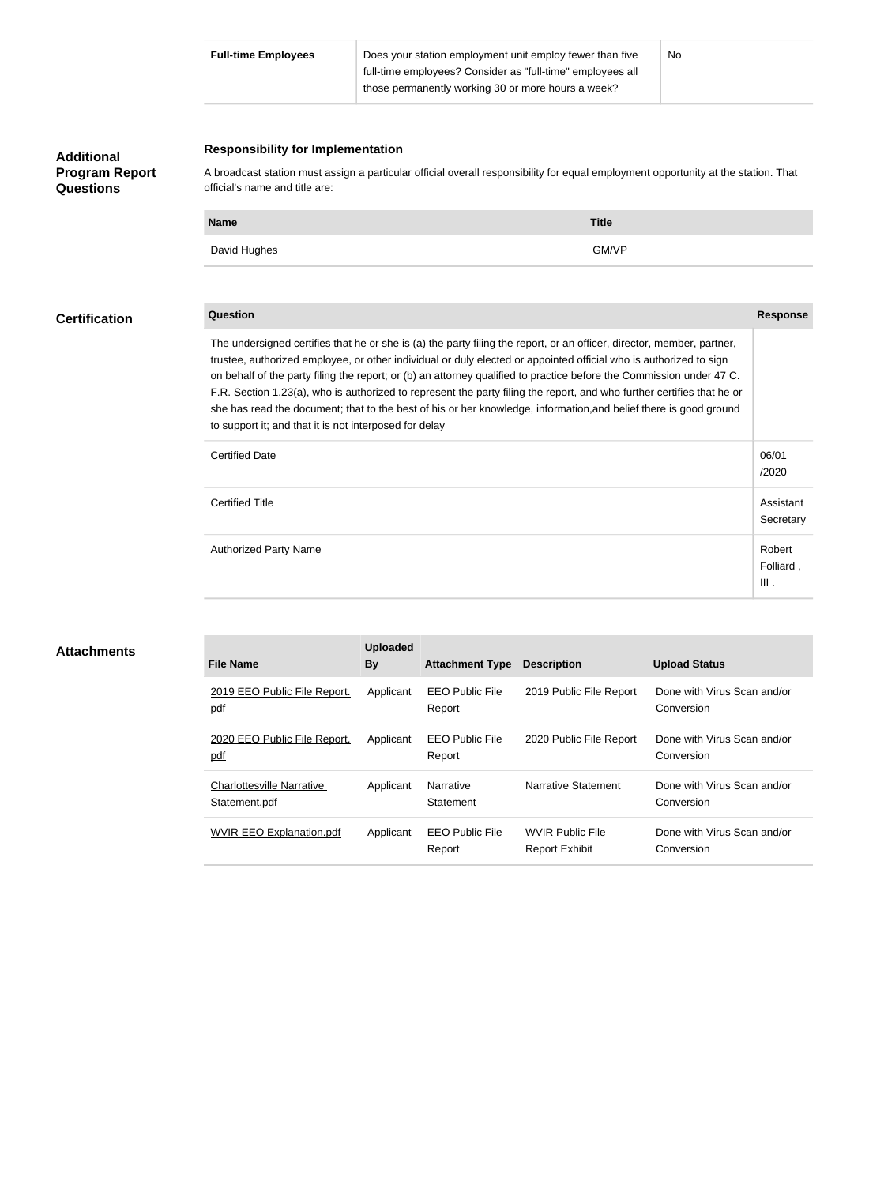| | | |
|---|---|---|
| **Full-time Employees** | Does your station employment unit employ fewer than five full-time employees? Consider as "full-time" employees all those permanently working 30 or more hours a week? | No |

## Additional Program Report Questions

**Responsibility for Implementation**

A broadcast station must assign a particular official overall responsibility for equal employment opportunity at the station. That official's name and title are:

| Name | Title |
|---|---|
| David Hughes | GM/VP |

## Certification

| Question | Response |
|---|---|
| The undersigned certifies that he or she is (a) the party filing the report, or an officer, director, member, partner, trustee, authorized employee, or other individual or duly elected or appointed official who is authorized to sign on behalf of the party filing the report; or (b) an attorney qualified to practice before the Commission under 47 C.F.R. Section 1.23(a), who is authorized to represent the party filing the report, and who further certifies that he or she has read the document; that to the best of his or her knowledge, information,and belief there is good ground to support it; and that it is not interposed for delay | |
| Certified Date | 06/01/2020 |
| Certified Title | Assistant Secretary |
| Authorized Party Name | Robert Folliard , III . |

## Attachments

| File Name | Uploaded By | Attachment Type | Description | Upload Status |
|---|---|---|---|---|
| 2019 EEO Public File Report.pdf | Applicant | EEO Public File Report | 2019 Public File Report | Done with Virus Scan and/or Conversion |
| 2020 EEO Public File Report.pdf | Applicant | EEO Public File Report | 2020 Public File Report | Done with Virus Scan and/or Conversion |
| Charlottesville Narrative Statement.pdf | Applicant | Narrative Statement | Narrative Statement | Done with Virus Scan and/or Conversion |
| WVIR EEO Explanation.pdf | Applicant | EEO Public File Report | WVIR Public File Report Exhibit | Done with Virus Scan and/or Conversion |